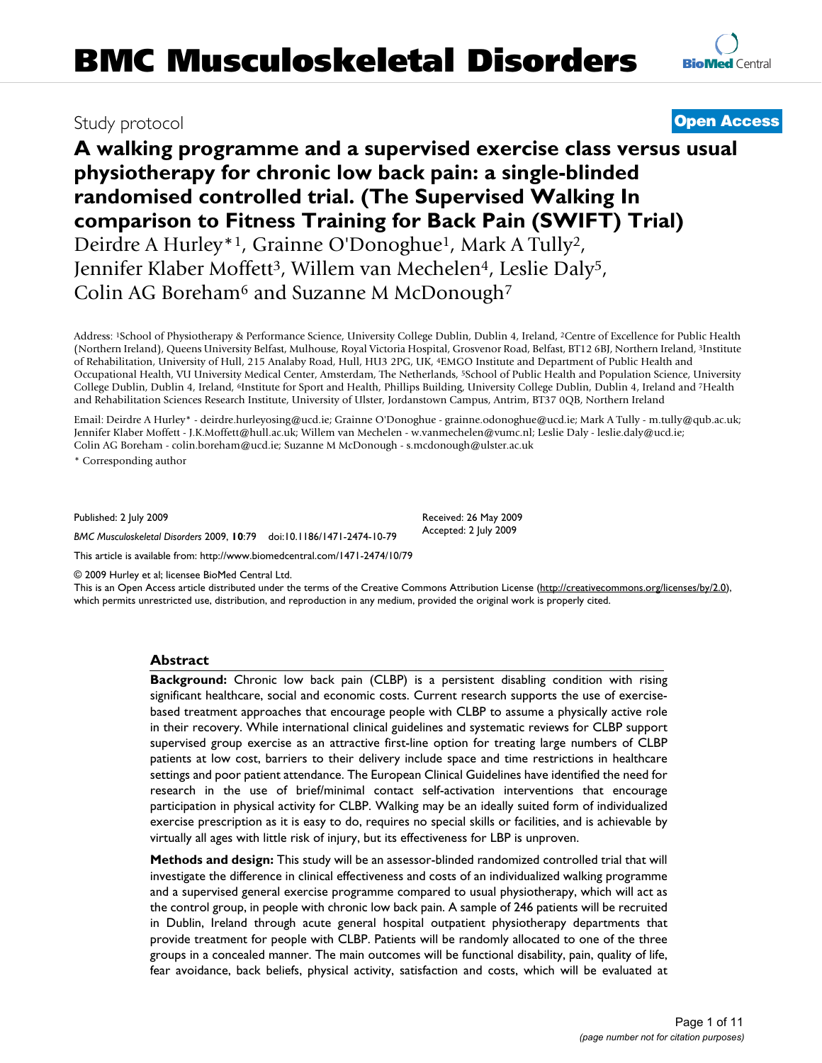BMC Musculoskeletal Disorders

Study protocol

**Open Access**

# A walking programme and a supervised exercise class versus usual physiotherapy for chronic low back pain: a single-blinded randomised controlled trial. (The Supervised Walking In comparison to Fitness Training for Back Pain (SWIFT) Trial)

Deirdre A Hurley*[1], Grainne O'Donoghue[1], Mark A Tully[2], Jennifer Klaber Moffett[3], Willem van Mechelen[4], Leslie Daly[5], Colin AG Boreham[6] and Suzanne M McDonough[7]

Address: [1]School of Physiotherapy & Performance Science, University College Dublin, Dublin 4, Ireland, [2]Centre of Excellence for Public Health (Northern Ireland), Queens University Belfast, Mulhouse, Royal Victoria Hospital, Grosvenor Road, Belfast, BT12 6BJ, Northern Ireland, [3]Institute of Rehabilitation, University of Hull, 215 Analaby Road, Hull, HU3 2PG, UK, [4]EMGO Institute and Department of Public Health and Occupational Health, VU University Medical Center, Amsterdam, The Netherlands, [5]School of Public Health and Population Science, University College Dublin, Dublin 4, Ireland, [6]Institute for Sport and Health, Phillips Building, University College Dublin, Dublin 4, Ireland and [7]Health and Rehabilitation Sciences Research Institute, University of Ulster, Jordanstown Campus, Antrim, BT37 0QB, Northern Ireland

Email: Deirdre A Hurley* - deirdre.hurleyosing@ucd.ie; Grainne O'Donoghue - grainne.odonoghue@ucd.ie; Mark A Tully - m.tully@qub.ac.uk; Jennifer Klaber Moffett - J.K.Moffett@hull.ac.uk; Willem van Mechelen - w.vanmechelen@vumc.nl; Leslie Daly - leslie.daly@ucd.ie; Colin AG Boreham - colin.boreham@ucd.ie; Suzanne M McDonough - s.mcdonough@ulster.ac.uk

\* Corresponding author

Published: 2 July 2009

*BMC Musculoskeletal Disorders* 2009, **10**:79 doi:10.1186/1471-2474-10-79

Received: 26 May 2009
Accepted: 2 July 2009

This article is available from: http://www.biomedcentral.com/1471-2474/10/79

© 2009 Hurley et al; licensee BioMed Central Ltd.
This is an Open Access article distributed under the terms of the Creative Commons Attribution License (http://creativecommons.org/licenses/by/2.0), which permits unrestricted use, distribution, and reproduction in any medium, provided the original work is properly cited.

## Abstract

**Background:** Chronic low back pain (CLBP) is a persistent disabling condition with rising significant healthcare, social and economic costs. Current research supports the use of exercise-based treatment approaches that encourage people with CLBP to assume a physically active role in their recovery. While international clinical guidelines and systematic reviews for CLBP support supervised group exercise as an attractive first-line option for treating large numbers of CLBP patients at low cost, barriers to their delivery include space and time restrictions in healthcare settings and poor patient attendance. The European Clinical Guidelines have identified the need for research in the use of brief/minimal contact self-activation interventions that encourage participation in physical activity for CLBP. Walking may be an ideally suited form of individualized exercise prescription as it is easy to do, requires no special skills or facilities, and is achievable by virtually all ages with little risk of injury, but its effectiveness for LBP is unproven.

**Methods and design:** This study will be an assessor-blinded randomized controlled trial that will investigate the difference in clinical effectiveness and costs of an individualized walking programme and a supervised general exercise programme compared to usual physiotherapy, which will act as the control group, in people with chronic low back pain. A sample of 246 patients will be recruited in Dublin, Ireland through acute general hospital outpatient physiotherapy departments that provide treatment for people with CLBP. Patients will be randomly allocated to one of the three groups in a concealed manner. The main outcomes will be functional disability, pain, quality of life, fear avoidance, back beliefs, physical activity, satisfaction and costs, which will be evaluated at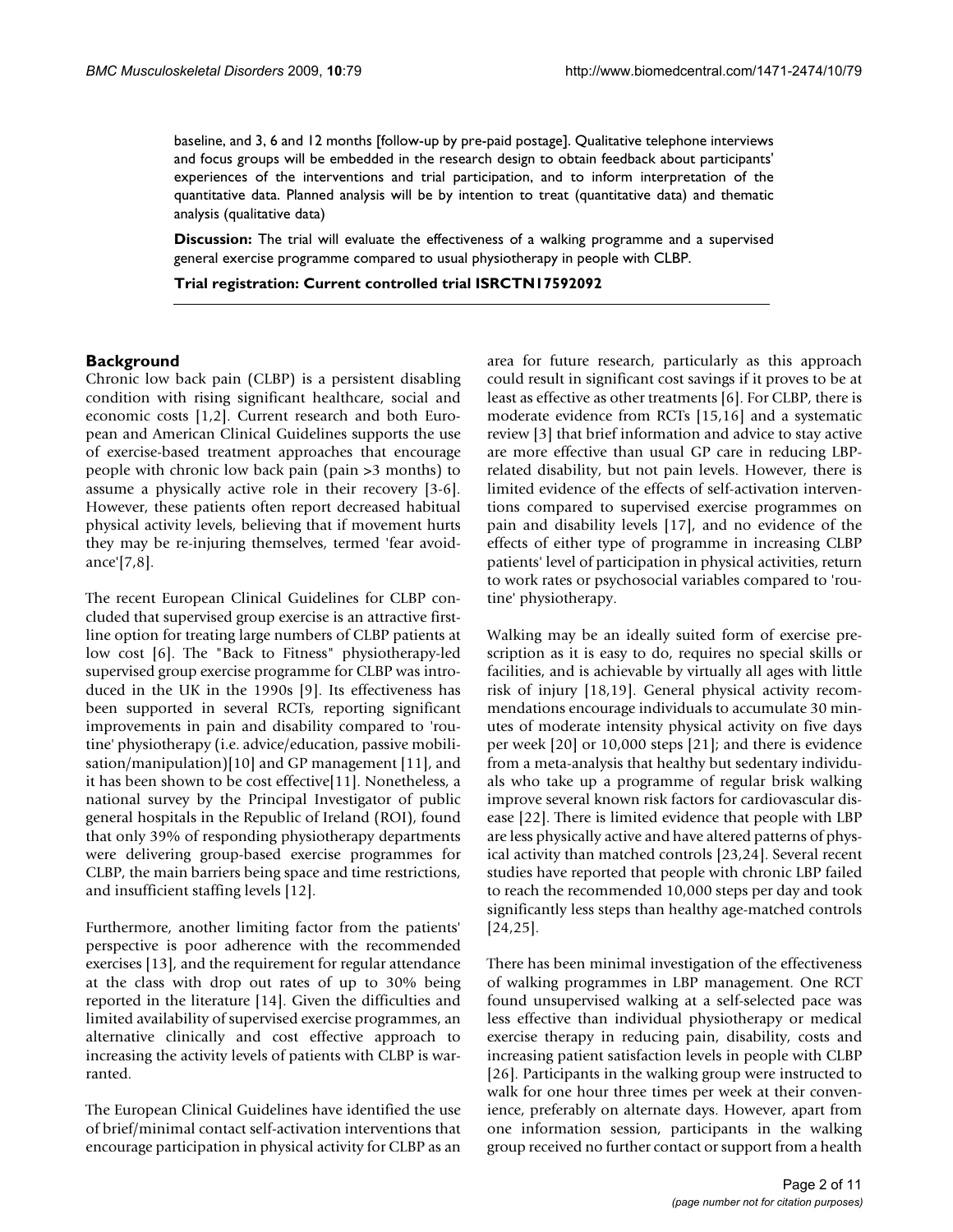baseline, and 3, 6 and 12 months [follow-up by pre-paid postage]. Qualitative telephone interviews and focus groups will be embedded in the research design to obtain feedback about participants' experiences of the interventions and trial participation, and to inform interpretation of the quantitative data. Planned analysis will be by intention to treat (quantitative data) and thematic analysis (qualitative data)

**Discussion:** The trial will evaluate the effectiveness of a walking programme and a supervised general exercise programme compared to usual physiotherapy in people with CLBP.

**Trial registration: Current controlled trial ISRCTN17592092**

## Background

Chronic low back pain (CLBP) is a persistent disabling condition with rising significant healthcare, social and economic costs [1,2]. Current research and both European and American Clinical Guidelines supports the use of exercise-based treatment approaches that encourage people with chronic low back pain (pain >3 months) to assume a physically active role in their recovery [3-6]. However, these patients often report decreased habitual physical activity levels, believing that if movement hurts they may be re-injuring themselves, termed 'fear avoidance'[7,8].

The recent European Clinical Guidelines for CLBP concluded that supervised group exercise is an attractive first-line option for treating large numbers of CLBP patients at low cost [6]. The "Back to Fitness" physiotherapy-led supervised group exercise programme for CLBP was introduced in the UK in the 1990s [9]. Its effectiveness has been supported in several RCTs, reporting significant improvements in pain and disability compared to 'routine' physiotherapy (i.e. advice/education, passive mobilisation/manipulation)[10] and GP management [11], and it has been shown to be cost effective[11]. Nonetheless, a national survey by the Principal Investigator of public general hospitals in the Republic of Ireland (ROI), found that only 39% of responding physiotherapy departments were delivering group-based exercise programmes for CLBP, the main barriers being space and time restrictions, and insufficient staffing levels [12].

Furthermore, another limiting factor from the patients' perspective is poor adherence with the recommended exercises [13], and the requirement for regular attendance at the class with drop out rates of up to 30% being reported in the literature [14]. Given the difficulties and limited availability of supervised exercise programmes, an alternative clinically and cost effective approach to increasing the activity levels of patients with CLBP is warranted.

The European Clinical Guidelines have identified the use of brief/minimal contact self-activation interventions that encourage participation in physical activity for CLBP as an area for future research, particularly as this approach could result in significant cost savings if it proves to be at least as effective as other treatments [6]. For CLBP, there is moderate evidence from RCTs [15,16] and a systematic review [3] that brief information and advice to stay active are more effective than usual GP care in reducing LBP-related disability, but not pain levels. However, there is limited evidence of the effects of self-activation interventions compared to supervised exercise programmes on pain and disability levels [17], and no evidence of the effects of either type of programme in increasing CLBP patients' level of participation in physical activities, return to work rates or psychosocial variables compared to 'routine' physiotherapy.

Walking may be an ideally suited form of exercise prescription as it is easy to do, requires no special skills or facilities, and is achievable by virtually all ages with little risk of injury [18,19]. General physical activity recommendations encourage individuals to accumulate 30 minutes of moderate intensity physical activity on five days per week [20] or 10,000 steps [21]; and there is evidence from a meta-analysis that healthy but sedentary individuals who take up a programme of regular brisk walking improve several known risk factors for cardiovascular disease [22]. There is limited evidence that people with LBP are less physically active and have altered patterns of physical activity than matched controls [23,24]. Several recent studies have reported that people with chronic LBP failed to reach the recommended 10,000 steps per day and took significantly less steps than healthy age-matched controls [24,25].

There has been minimal investigation of the effectiveness of walking programmes in LBP management. One RCT found unsupervised walking at a self-selected pace was less effective than individual physiotherapy or medical exercise therapy in reducing pain, disability, costs and increasing patient satisfaction levels in people with CLBP [26]. Participants in the walking group were instructed to walk for one hour three times per week at their convenience, preferably on alternate days. However, apart from one information session, participants in the walking group received no further contact or support from a health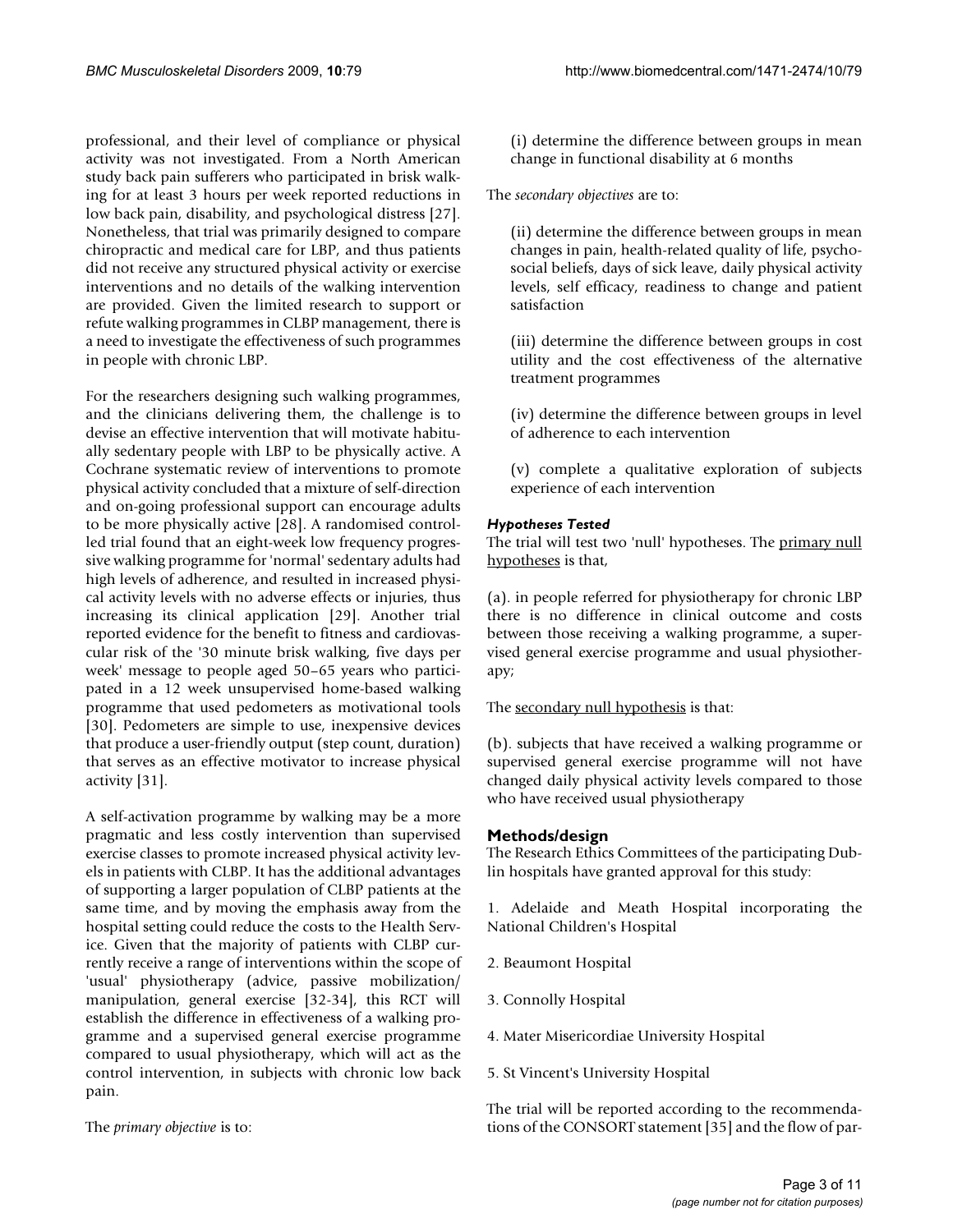professional, and their level of compliance or physical activity was not investigated. From a North American study back pain sufferers who participated in brisk walking for at least 3 hours per week reported reductions in low back pain, disability, and psychological distress [27]. Nonetheless, that trial was primarily designed to compare chiropractic and medical care for LBP, and thus patients did not receive any structured physical activity or exercise interventions and no details of the walking intervention are provided. Given the limited research to support or refute walking programmes in CLBP management, there is a need to investigate the effectiveness of such programmes in people with chronic LBP.

For the researchers designing such walking programmes, and the clinicians delivering them, the challenge is to devise an effective intervention that will motivate habitually sedentary people with LBP to be physically active. A Cochrane systematic review of interventions to promote physical activity concluded that a mixture of self-direction and on-going professional support can encourage adults to be more physically active [28]. A randomised controlled trial found that an eight-week low frequency progressive walking programme for 'normal' sedentary adults had high levels of adherence, and resulted in increased physical activity levels with no adverse effects or injuries, thus increasing its clinical application [29]. Another trial reported evidence for the benefit to fitness and cardiovascular risk of the '30 minute brisk walking, five days per week' message to people aged 50–65 years who participated in a 12 week unsupervised home-based walking programme that used pedometers as motivational tools [30]. Pedometers are simple to use, inexpensive devices that produce a user-friendly output (step count, duration) that serves as an effective motivator to increase physical activity [31].

A self-activation programme by walking may be a more pragmatic and less costly intervention than supervised exercise classes to promote increased physical activity levels in patients with CLBP. It has the additional advantages of supporting a larger population of CLBP patients at the same time, and by moving the emphasis away from the hospital setting could reduce the costs to the Health Service. Given that the majority of patients with CLBP currently receive a range of interventions within the scope of 'usual' physiotherapy (advice, passive mobilization/manipulation, general exercise [32-34], this RCT will establish the difference in effectiveness of a walking programme and a supervised general exercise programme compared to usual physiotherapy, which will act as the control intervention, in subjects with chronic low back pain.

The *primary objective* is to:

(i) determine the difference between groups in mean change in functional disability at 6 months

The *secondary objectives* are to:

(ii) determine the difference between groups in mean changes in pain, health-related quality of life, psychosocial beliefs, days of sick leave, daily physical activity levels, self efficacy, readiness to change and patient satisfaction

(iii) determine the difference between groups in cost utility and the cost effectiveness of the alternative treatment programmes

(iv) determine the difference between groups in level of adherence to each intervention

(v) complete a qualitative exploration of subjects experience of each intervention

### *Hypotheses Tested*

The trial will test two 'null' hypotheses. The primary null hypotheses is that,

(a). in people referred for physiotherapy for chronic LBP there is no difference in clinical outcome and costs between those receiving a walking programme, a supervised general exercise programme and usual physiotherapy;

The secondary null hypothesis is that:

(b). subjects that have received a walking programme or supervised general exercise programme will not have changed daily physical activity levels compared to those who have received usual physiotherapy

## Methods/design

The Research Ethics Committees of the participating Dublin hospitals have granted approval for this study:

1. Adelaide and Meath Hospital incorporating the National Children's Hospital

2. Beaumont Hospital

3. Connolly Hospital

4. Mater Misericordiae University Hospital

5. St Vincent's University Hospital

The trial will be reported according to the recommendations of the CONSORT statement [35] and the flow of par-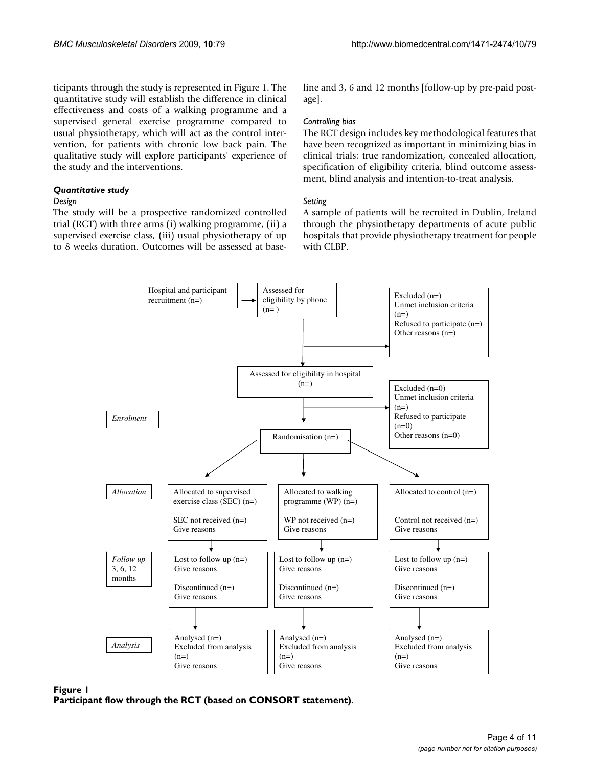ticipants through the study is represented in Figure 1. The quantitative study will establish the difference in clinical effectiveness and costs of a walking programme and a supervised general exercise programme compared to usual physiotherapy, which will act as the control intervention, for patients with chronic low back pain. The qualitative study will explore participants' experience of the study and the interventions.

### *Quantitative study*

#### *Design*

The study will be a prospective randomized controlled trial (RCT) with three arms (i) walking programme, (ii) a supervised exercise class, (iii) usual physiotherapy of up to 8 weeks duration. Outcomes will be assessed at baseline and 3, 6 and 12 months [follow-up by pre-paid postage].

#### *Controlling bias*

The RCT design includes key methodological features that have been recognized as important in minimizing bias in clinical trials: true randomization, concealed allocation, specification of eligibility criteria, blind outcome assessment, blind analysis and intention-to-treat analysis.

#### *Setting*

A sample of patients will be recruited in Dublin, Ireland through the physiotherapy departments of acute public hospitals that provide physiotherapy treatment for people with CLBP.

Hospital and participant recruitment (n=) → Assessed for eligibility by phone (n= )

Excluded (n=)
Unmet inclusion criteria (n=)
Refused to participate (n=)
Other reasons (n=)

Assessed for eligibility in hospital (n=)

Excluded (n=0)
Unmet inclusion criteria (n=)
Refused to participate (n=0)
Other reasons (n=0)

*Enrolment*

Randomisation (n=)

*Allocation*

Allocated to supervised exercise class (SEC) (n=)
SEC not received (n=)
Give reasons

Allocated to walking programme (WP) (n=)
WP not received (n=)
Give reasons

Allocated to control (n=)
Control not received (n=)
Give reasons

*Follow up* 3, 6, 12 months

Lost to follow up (n=)
Give reasons
Discontinued (n=)
Give reasons

Lost to follow up (n=)
Give reasons
Discontinued (n=)
Give reasons

Lost to follow up (n=)
Give reasons
Discontinued (n=)
Give reasons

*Analysis*

Analysed (n=)
Excluded from analysis (n=)
Give reasons

Analysed (n=)
Excluded from analysis (n=)
Give reasons

Analysed (n=)
Excluded from analysis (n=)
Give reasons

**Figure 1**
**Participant flow through the RCT (based on CONSORT statement)**.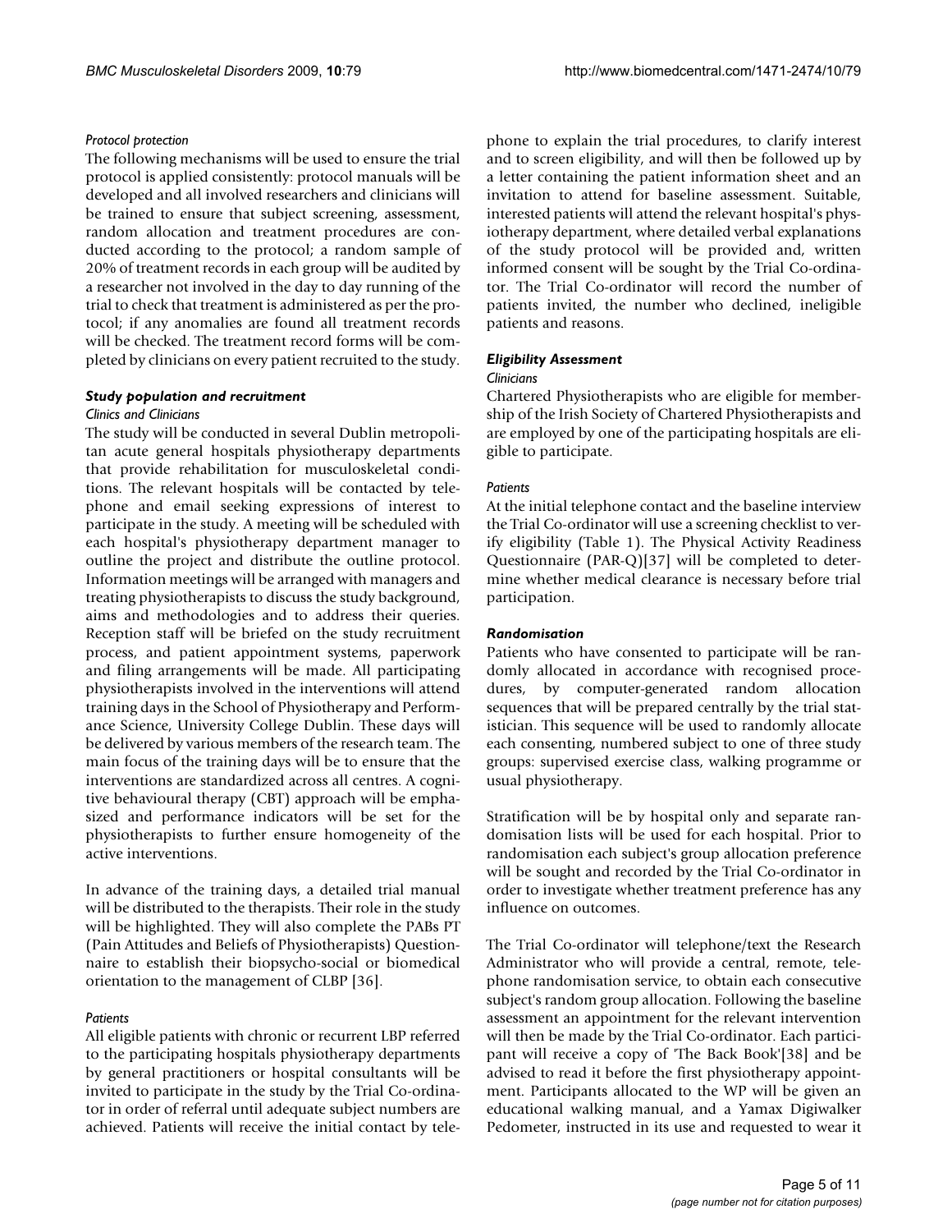*Protocol protection*

The following mechanisms will be used to ensure the trial protocol is applied consistently: protocol manuals will be developed and all involved researchers and clinicians will be trained to ensure that subject screening, assessment, random allocation and treatment procedures are conducted according to the protocol; a random sample of 20% of treatment records in each group will be audited by a researcher not involved in the day to day running of the trial to check that treatment is administered as per the protocol; if any anomalies are found all treatment records will be checked. The treatment record forms will be completed by clinicians on every patient recruited to the study.

### *Study population and recruitment*

*Clinics and Clinicians*

The study will be conducted in several Dublin metropolitan acute general hospitals physiotherapy departments that provide rehabilitation for musculoskeletal conditions. The relevant hospitals will be contacted by telephone and email seeking expressions of interest to participate in the study. A meeting will be scheduled with each hospital's physiotherapy department manager to outline the project and distribute the outline protocol. Information meetings will be arranged with managers and treating physiotherapists to discuss the study background, aims and methodologies and to address their queries. Reception staff will be briefed on the study recruitment process, and patient appointment systems, paperwork and filing arrangements will be made. All participating physiotherapists involved in the interventions will attend training days in the School of Physiotherapy and Performance Science, University College Dublin. These days will be delivered by various members of the research team. The main focus of the training days will be to ensure that the interventions are standardized across all centres. A cognitive behavioural therapy (CBT) approach will be emphasized and performance indicators will be set for the physiotherapists to further ensure homogeneity of the active interventions.

In advance of the training days, a detailed trial manual will be distributed to the therapists. Their role in the study will be highlighted. They will also complete the PABs PT (Pain Attitudes and Beliefs of Physiotherapists) Questionnaire to establish their biopsycho-social or biomedical orientation to the management of CLBP [36].

*Patients*

All eligible patients with chronic or recurrent LBP referred to the participating hospitals physiotherapy departments by general practitioners or hospital consultants will be invited to participate in the study by the Trial Co-ordinator in order of referral until adequate subject numbers are achieved. Patients will receive the initial contact by telephone to explain the trial procedures, to clarify interest and to screen eligibility, and will then be followed up by a letter containing the patient information sheet and an invitation to attend for baseline assessment. Suitable, interested patients will attend the relevant hospital's physiotherapy department, where detailed verbal explanations of the study protocol will be provided and, written informed consent will be sought by the Trial Co-ordinator. The Trial Co-ordinator will record the number of patients invited, the number who declined, ineligible patients and reasons.

### *Eligibility Assessment*

*Clinicians*

Chartered Physiotherapists who are eligible for membership of the Irish Society of Chartered Physiotherapists and are employed by one of the participating hospitals are eligible to participate.

*Patients*

At the initial telephone contact and the baseline interview the Trial Co-ordinator will use a screening checklist to verify eligibility (Table 1). The Physical Activity Readiness Questionnaire (PAR-Q)[37] will be completed to determine whether medical clearance is necessary before trial participation.

### *Randomisation*

Patients who have consented to participate will be randomly allocated in accordance with recognised procedures, by computer-generated random allocation sequences that will be prepared centrally by the trial statistician. This sequence will be used to randomly allocate each consenting, numbered subject to one of three study groups: supervised exercise class, walking programme or usual physiotherapy.

Stratification will be by hospital only and separate randomisation lists will be used for each hospital. Prior to randomisation each subject's group allocation preference will be sought and recorded by the Trial Co-ordinator in order to investigate whether treatment preference has any influence on outcomes.

The Trial Co-ordinator will telephone/text the Research Administrator who will provide a central, remote, telephone randomisation service, to obtain each consecutive subject's random group allocation. Following the baseline assessment an appointment for the relevant intervention will then be made by the Trial Co-ordinator. Each participant will receive a copy of 'The Back Book'[38] and be advised to read it before the first physiotherapy appointment. Participants allocated to the WP will be given an educational walking manual, and a Yamax Digiwalker Pedometer, instructed in its use and requested to wear it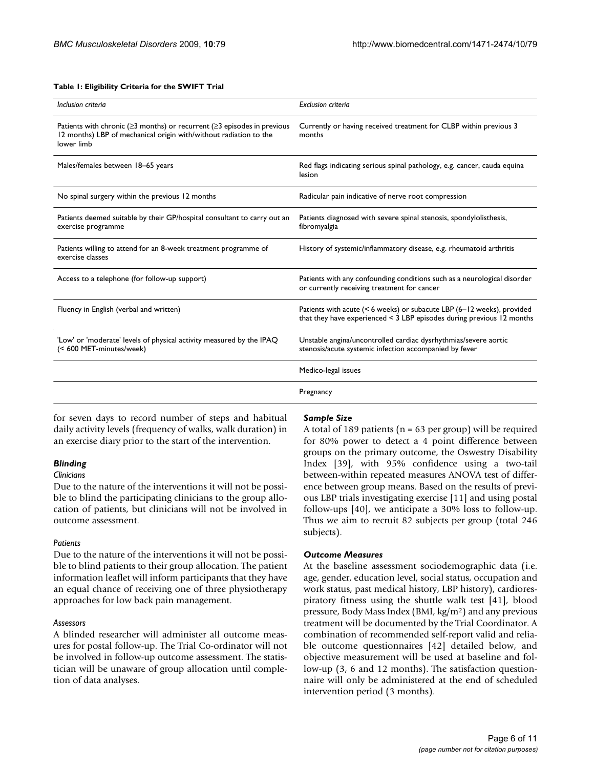**Table 1: Eligibility Criteria for the SWIFT Trial**

| *Inclusion criteria* | *Exclusion criteria* |
| --- | --- |
| Patients with chronic (≥3 months) or recurrent (≥3 episodes in previous 12 months) LBP of mechanical origin with/without radiation to the lower limb | Currently or having received treatment for CLBP within previous 3 months |
| Males/females between 18–65 years | Red flags indicating serious spinal pathology, e.g. cancer, cauda equina lesion |
| No spinal surgery within the previous 12 months | Radicular pain indicative of nerve root compression |
| Patients deemed suitable by their GP/hospital consultant to carry out an exercise programme | Patients diagnosed with severe spinal stenosis, spondylolisthesis, fibromyalgia |
| Patients willing to attend for an 8-week treatment programme of exercise classes | History of systemic/inflammatory disease, e.g. rheumatoid arthritis |
| Access to a telephone (for follow-up support) | Patients with any confounding conditions such as a neurological disorder or currently receiving treatment for cancer |
| Fluency in English (verbal and written) | Patients with acute (< 6 weeks) or subacute LBP (6–12 weeks), provided that they have experienced < 3 LBP episodes during previous 12 months |
| 'Low' or 'moderate' levels of physical activity measured by the IPAQ (< 600 MET-minutes/week) | Unstable angina/uncontrolled cardiac dysrhythmias/severe aortic stenosis/acute systemic infection accompanied by fever |
| | Medico-legal issues |
| | Pregnancy |

for seven days to record number of steps and habitual daily activity levels (frequency of walks, walk duration) in an exercise diary prior to the start of the intervention.

### *Blinding*

#### *Clinicians*

Due to the nature of the interventions it will not be possible to blind the participating clinicians to the group allocation of patients, but clinicians will not be involved in outcome assessment.

#### *Patients*

Due to the nature of the interventions it will not be possible to blind patients to their group allocation. The patient information leaflet will inform participants that they have an equal chance of receiving one of three physiotherapy approaches for low back pain management.

#### *Assessors*

A blinded researcher will administer all outcome measures for postal follow-up. The Trial Co-ordinator will not be involved in follow-up outcome assessment. The statistician will be unaware of group allocation until completion of data analyses.

### *Sample Size*

A total of 189 patients (n = 63 per group) will be required for 80% power to detect a 4 point difference between groups on the primary outcome, the Oswestry Disability Index [39], with 95% confidence using a two-tail between-within repeated measures ANOVA test of difference between group means. Based on the results of previous LBP trials investigating exercise [11] and using postal follow-ups [40], we anticipate a 30% loss to follow-up. Thus we aim to recruit 82 subjects per group (total 246 subjects).

### *Outcome Measures*

At the baseline assessment sociodemographic data (i.e. age, gender, education level, social status, occupation and work status, past medical history, LBP history), cardiorespiratory fitness using the shuttle walk test [41], blood pressure, Body Mass Index (BMI, $kg/m^2$) and any previous treatment will be documented by the Trial Coordinator. A combination of recommended self-report valid and reliable outcome questionnaires [42] detailed below, and objective measurement will be used at baseline and follow-up (3, 6 and 12 months). The satisfaction questionnaire will only be administered at the end of scheduled intervention period (3 months).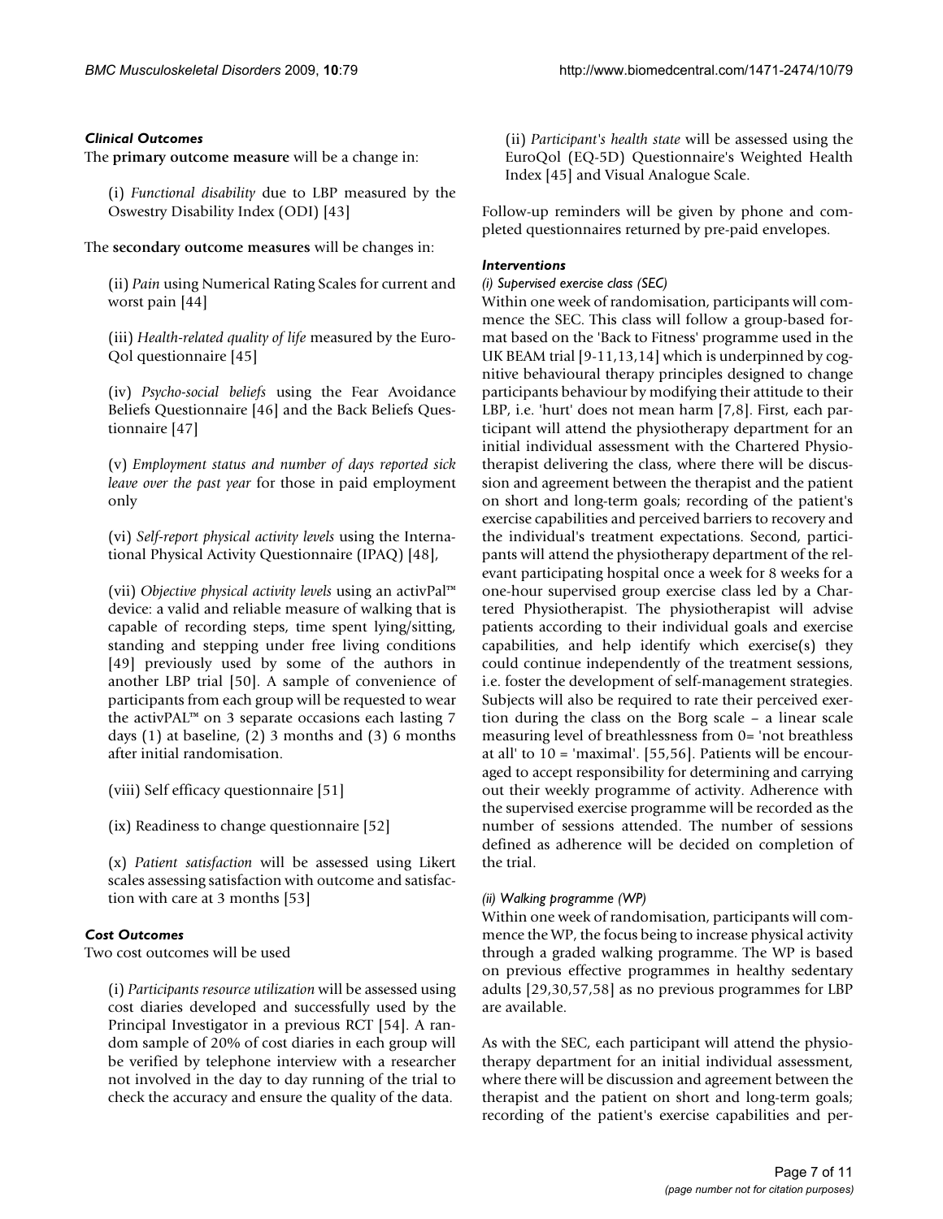### *Clinical Outcomes*

The **primary outcome measure** will be a change in:

(i) *Functional disability* due to LBP measured by the Oswestry Disability Index (ODI) [43]

The **secondary outcome measures** will be changes in:

(ii) *Pain* using Numerical Rating Scales for current and worst pain [44]

(iii) *Health-related quality of life* measured by the EuroQol questionnaire [45]

(iv) *Psycho-social beliefs* using the Fear Avoidance Beliefs Questionnaire [46] and the Back Beliefs Questionnaire [47]

(v) *Employment status and number of days reported sick leave over the past year* for those in paid employment only

(vi) *Self-report physical activity levels* using the International Physical Activity Questionnaire (IPAQ) [48],

(vii) *Objective physical activity levels* using an activPal™ device: a valid and reliable measure of walking that is capable of recording steps, time spent lying/sitting, standing and stepping under free living conditions [49] previously used by some of the authors in another LBP trial [50]. A sample of convenience of participants from each group will be requested to wear the activPAL™ on 3 separate occasions each lasting 7 days (1) at baseline, (2) 3 months and (3) 6 months after initial randomisation.

(viii) Self efficacy questionnaire [51]

(ix) Readiness to change questionnaire [52]

(x) *Patient satisfaction* will be assessed using Likert scales assessing satisfaction with outcome and satisfaction with care at 3 months [53]

### *Cost Outcomes*

Two cost outcomes will be used

(i) *Participants resource utilization* will be assessed using cost diaries developed and successfully used by the Principal Investigator in a previous RCT [54]. A random sample of 20% of cost diaries in each group will be verified by telephone interview with a researcher not involved in the day to day running of the trial to check the accuracy and ensure the quality of the data.

(ii) *Participant's health state* will be assessed using the EuroQol (EQ-5D) Questionnaire's Weighted Health Index [45] and Visual Analogue Scale.

Follow-up reminders will be given by phone and completed questionnaires returned by pre-paid envelopes.

### *Interventions*

#### *(i) Supervised exercise class (SEC)*

Within one week of randomisation, participants will commence the SEC. This class will follow a group-based format based on the 'Back to Fitness' programme used in the UK BEAM trial [9-11,13,14] which is underpinned by cognitive behavioural therapy principles designed to change participants behaviour by modifying their attitude to their LBP, i.e. 'hurt' does not mean harm [7,8]. First, each participant will attend the physiotherapy department for an initial individual assessment with the Chartered Physiotherapist delivering the class, where there will be discussion and agreement between the therapist and the patient on short and long-term goals; recording of the patient's exercise capabilities and perceived barriers to recovery and the individual's treatment expectations. Second, participants will attend the physiotherapy department of the relevant participating hospital once a week for 8 weeks for a one-hour supervised group exercise class led by a Chartered Physiotherapist. The physiotherapist will advise patients according to their individual goals and exercise capabilities, and help identify which exercise(s) they could continue independently of the treatment sessions, i.e. foster the development of self-management strategies. Subjects will also be required to rate their perceived exertion during the class on the Borg scale – a linear scale measuring level of breathlessness from 0= 'not breathless at all' to 10 = 'maximal'. [55,56]. Patients will be encouraged to accept responsibility for determining and carrying out their weekly programme of activity. Adherence with the supervised exercise programme will be recorded as the number of sessions attended. The number of sessions defined as adherence will be decided on completion of the trial.

#### *(ii) Walking programme (WP)*

Within one week of randomisation, participants will commence the WP, the focus being to increase physical activity through a graded walking programme. The WP is based on previous effective programmes in healthy sedentary adults [29,30,57,58] as no previous programmes for LBP are available.

As with the SEC, each participant will attend the physiotherapy department for an initial individual assessment, where there will be discussion and agreement between the therapist and the patient on short and long-term goals; recording of the patient's exercise capabilities and per-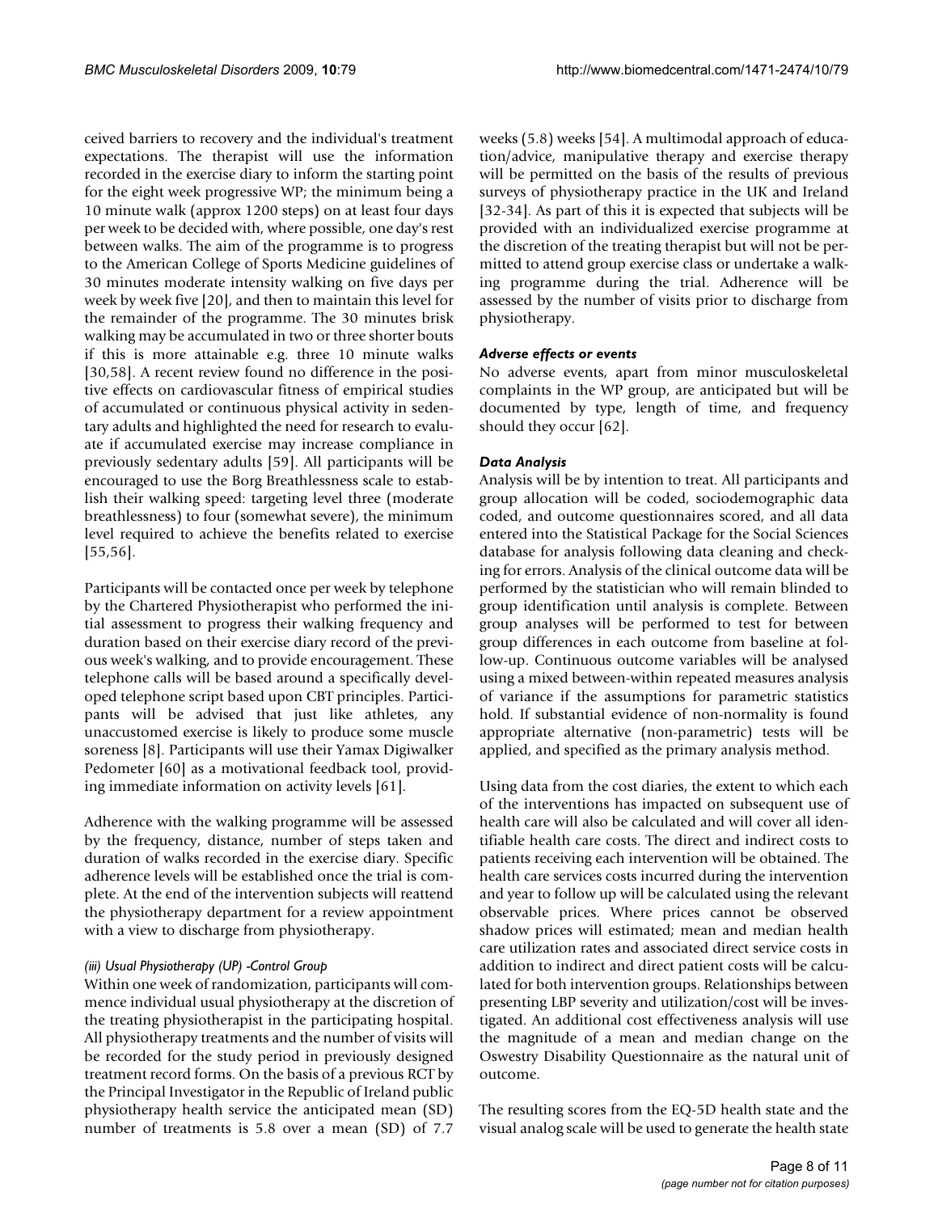ceived barriers to recovery and the individual's treatment expectations. The therapist will use the information recorded in the exercise diary to inform the starting point for the eight week progressive WP; the minimum being a 10 minute walk (approx 1200 steps) on at least four days per week to be decided with, where possible, one day's rest between walks. The aim of the programme is to progress to the American College of Sports Medicine guidelines of 30 minutes moderate intensity walking on five days per week by week five [20], and then to maintain this level for the remainder of the programme. The 30 minutes brisk walking may be accumulated in two or three shorter bouts if this is more attainable e.g. three 10 minute walks [30,58]. A recent review found no difference in the positive effects on cardiovascular fitness of empirical studies of accumulated or continuous physical activity in sedentary adults and highlighted the need for research to evaluate if accumulated exercise may increase compliance in previously sedentary adults [59]. All participants will be encouraged to use the Borg Breathlessness scale to establish their walking speed: targeting level three (moderate breathlessness) to four (somewhat severe), the minimum level required to achieve the benefits related to exercise [55,56].

Participants will be contacted once per week by telephone by the Chartered Physiotherapist who performed the initial assessment to progress their walking frequency and duration based on their exercise diary record of the previous week's walking, and to provide encouragement. These telephone calls will be based around a specifically developed telephone script based upon CBT principles. Participants will be advised that just like athletes, any unaccustomed exercise is likely to produce some muscle soreness [8]. Participants will use their Yamax Digiwalker Pedometer [60] as a motivational feedback tool, providing immediate information on activity levels [61].

Adherence with the walking programme will be assessed by the frequency, distance, number of steps taken and duration of walks recorded in the exercise diary. Specific adherence levels will be established once the trial is complete. At the end of the intervention subjects will reattend the physiotherapy department for a review appointment with a view to discharge from physiotherapy.

#### *(iii) Usual Physiotherapy (UP) -Control Group*

Within one week of randomization, participants will commence individual usual physiotherapy at the discretion of the treating physiotherapist in the participating hospital. All physiotherapy treatments and the number of visits will be recorded for the study period in previously designed treatment record forms. On the basis of a previous RCT by the Principal Investigator in the Republic of Ireland public physiotherapy health service the anticipated mean (SD) number of treatments is 5.8 over a mean (SD) of 7.7 weeks (5.8) weeks [54]. A multimodal approach of education/advice, manipulative therapy and exercise therapy will be permitted on the basis of the results of previous surveys of physiotherapy practice in the UK and Ireland [32-34]. As part of this it is expected that subjects will be provided with an individualized exercise programme at the discretion of the treating therapist but will not be permitted to attend group exercise class or undertake a walking programme during the trial. Adherence will be assessed by the number of visits prior to discharge from physiotherapy.

### *Adverse effects or events*

No adverse events, apart from minor musculoskeletal complaints in the WP group, are anticipated but will be documented by type, length of time, and frequency should they occur [62].

### *Data Analysis*

Analysis will be by intention to treat. All participants and group allocation will be coded, sociodemographic data coded, and outcome questionnaires scored, and all data entered into the Statistical Package for the Social Sciences database for analysis following data cleaning and checking for errors. Analysis of the clinical outcome data will be performed by the statistician who will remain blinded to group identification until analysis is complete. Between group analyses will be performed to test for between group differences in each outcome from baseline at follow-up. Continuous outcome variables will be analysed using a mixed between-within repeated measures analysis of variance if the assumptions for parametric statistics hold. If substantial evidence of non-normality is found appropriate alternative (non-parametric) tests will be applied, and specified as the primary analysis method.

Using data from the cost diaries, the extent to which each of the interventions has impacted on subsequent use of health care will also be calculated and will cover all identifiable health care costs. The direct and indirect costs to patients receiving each intervention will be obtained. The health care services costs incurred during the intervention and year to follow up will be calculated using the relevant observable prices. Where prices cannot be observed shadow prices will estimated; mean and median health care utilization rates and associated direct service costs in addition to indirect and direct patient costs will be calculated for both intervention groups. Relationships between presenting LBP severity and utilization/cost will be investigated. An additional cost effectiveness analysis will use the magnitude of a mean and median change on the Oswestry Disability Questionnaire as the natural unit of outcome.

The resulting scores from the EQ-5D health state and the visual analog scale will be used to generate the health state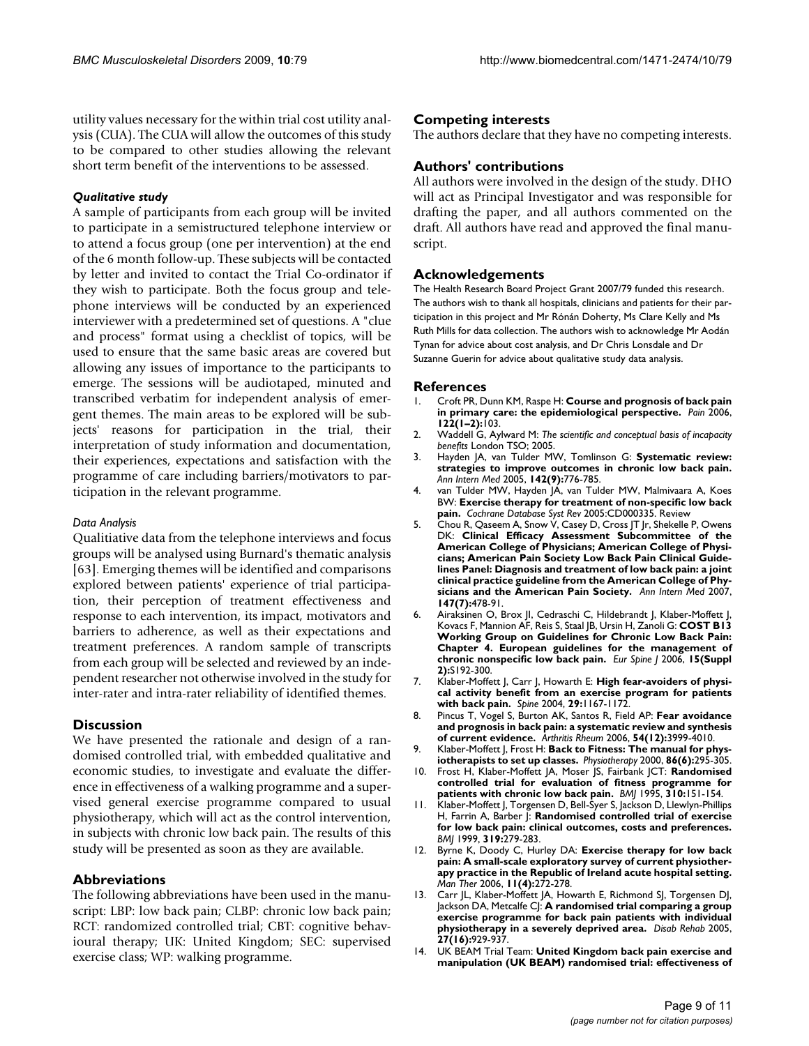utility values necessary for the within trial cost utility analysis (CUA). The CUA will allow the outcomes of this study to be compared to other studies allowing the relevant short term benefit of the interventions to be assessed.

#### *Qualitative study*

A sample of participants from each group will be invited to participate in a semistructured telephone interview or to attend a focus group (one per intervention) at the end of the 6 month follow-up. These subjects will be contacted by letter and invited to contact the Trial Co-ordinator if they wish to participate. Both the focus group and telephone interviews will be conducted by an experienced interviewer with a predetermined set of questions. A "clue and process" format using a checklist of topics, will be used to ensure that the same basic areas are covered but allowing any issues of importance to the participants to emerge. The sessions will be audiotaped, minuted and transcribed verbatim for independent analysis of emergent themes. The main areas to be explored will be subjects' reasons for participation in the trial, their interpretation of study information and documentation, their experiences, expectations and satisfaction with the programme of care including barriers/motivators to participation in the relevant programme.

#### *Data Analysis*

Qualitiative data from the telephone interviews and focus groups will be analysed using Burnard's thematic analysis [63]. Emerging themes will be identified and comparisons explored between patients' experience of trial participation, their perception of treatment effectiveness and response to each intervention, its impact, motivators and barriers to adherence, as well as their expectations and treatment preferences. A random sample of transcripts from each group will be selected and reviewed by an independent researcher not otherwise involved in the study for inter-rater and intra-rater reliability of identified themes.

## Discussion

We have presented the rationale and design of a randomised controlled trial, with embedded qualitative and economic studies, to investigate and evaluate the difference in effectiveness of a walking programme and a supervised general exercise programme compared to usual physiotherapy, which will act as the control intervention, in subjects with chronic low back pain. The results of this study will be presented as soon as they are available.

## Abbreviations

The following abbreviations have been used in the manuscript: LBP: low back pain; CLBP: chronic low back pain; RCT: randomized controlled trial; CBT: cognitive behavioural therapy; UK: United Kingdom; SEC: supervised exercise class; WP: walking programme.

## Competing interests

The authors declare that they have no competing interests.

## Authors' contributions

All authors were involved in the design of the study. DHO will act as Principal Investigator and was responsible for drafting the paper, and all authors commented on the draft. All authors have read and approved the final manuscript.

## Acknowledgements

The Health Research Board Project Grant 2007/79 funded this research. The authors wish to thank all hospitals, clinicians and patients for their participation in this project and Mr Rónán Doherty, Ms Clare Kelly and Ms Ruth Mills for data collection. The authors wish to acknowledge Mr Aodán Tynan for advice about cost analysis, and Dr Chris Lonsdale and Dr Suzanne Guerin for advice about qualitative study data analysis.

## References

1. Croft PR, Dunn KM, Raspe H: **Course and prognosis of back pain in primary care: the epidemiological perspective.** *Pain* 2006, **122(1–2):**103.
2. Waddell G, Aylward M: *The scientific and conceptual basis of incapacity benefits* London TSO; 2005.
3. Hayden JA, van Tulder MW, Tomlinson G: **Systematic review: strategies to improve outcomes in chronic low back pain.** *Ann Intern Med* 2005, **142(9):**776-785.
4. van Tulder MW, Hayden JA, van Tulder MW, Malmivaara A, Koes BW: **Exercise therapy for treatment of non-specific low back pain.** *Cochrane Database Syst Rev* 2005:CD000335. Review
5. Chou R, Qaseem A, Snow V, Casey D, Cross JT Jr, Shekelle P, Owens DK: **Clinical Efficacy Assessment Subcommittee of the American College of Physicians; American College of Physicians; American Pain Society Low Back Pain Clinical Guidelines Panel: Diagnosis and treatment of low back pain: a joint clinical practice guideline from the American College of Physicians and the American Pain Society.** *Ann Intern Med* 2007, **147(7):**478-91.
6. Airaksinen O, Brox JI, Cedraschi C, Hildebrandt J, Klaber-Moffett J, Kovacs F, Mannion AF, Reis S, Staal JB, Ursin H, Zanoli G: **COST B13 Working Group on Guidelines for Chronic Low Back Pain: Chapter 4. European guidelines for the management of chronic nonspecific low back pain.** *Eur Spine J* 2006, **15(Suppl 2):**S192-300.
7. Klaber-Moffett J, Carr J, Howarth E: **High fear-avoiders of physical activity benefit from an exercise program for patients with back pain.** *Spine* 2004, **29:**1167-1172.
8. Pincus T, Vogel S, Burton AK, Santos R, Field AP: **Fear avoidance and prognosis in back pain: a systematic review and synthesis of current evidence.** *Arthritis Rheum* 2006, **54(12):**3999-4010.
9. Klaber-Moffett J, Frost H: **Back to Fitness: The manual for physiotherapists to set up classes.** *Physiotherapy* 2000, **86(6):**295-305.
10. Frost H, Klaber-Moffett JA, Moser JS, Fairbank JCT: **Randomised controlled trial for evaluation of fitness programme for patients with chronic low back pain.** *BMJ* 1995, **310:**151-154.
11. Klaber-Moffett J, Torgensen D, Bell-Syer S, Jackson D, Llewlyn-Phillips H, Farrin A, Barber J: **Randomised controlled trial of exercise for low back pain: clinical outcomes, costs and preferences.** *BMJ* 1999, **319:**279-283.
12. Byrne K, Doody C, Hurley DA: **Exercise therapy for low back pain: A small-scale exploratory survey of current physiotherapy practice in the Republic of Ireland acute hospital setting.** *Man Ther* 2006, **11(4):**272-278.
13. Carr JL, Klaber-Moffett JA, Howarth E, Richmond SJ, Torgensen DJ, Jackson DA, Metcalfe CJ: **A randomised trial comparing a group exercise programme for back pain patients with individual physiotherapy in a severely deprived area.** *Disab Rehab* 2005, **27(16):**929-937.
14. UK BEAM Trial Team: **United Kingdom back pain exercise and manipulation (UK BEAM) randomised trial: effectiveness of**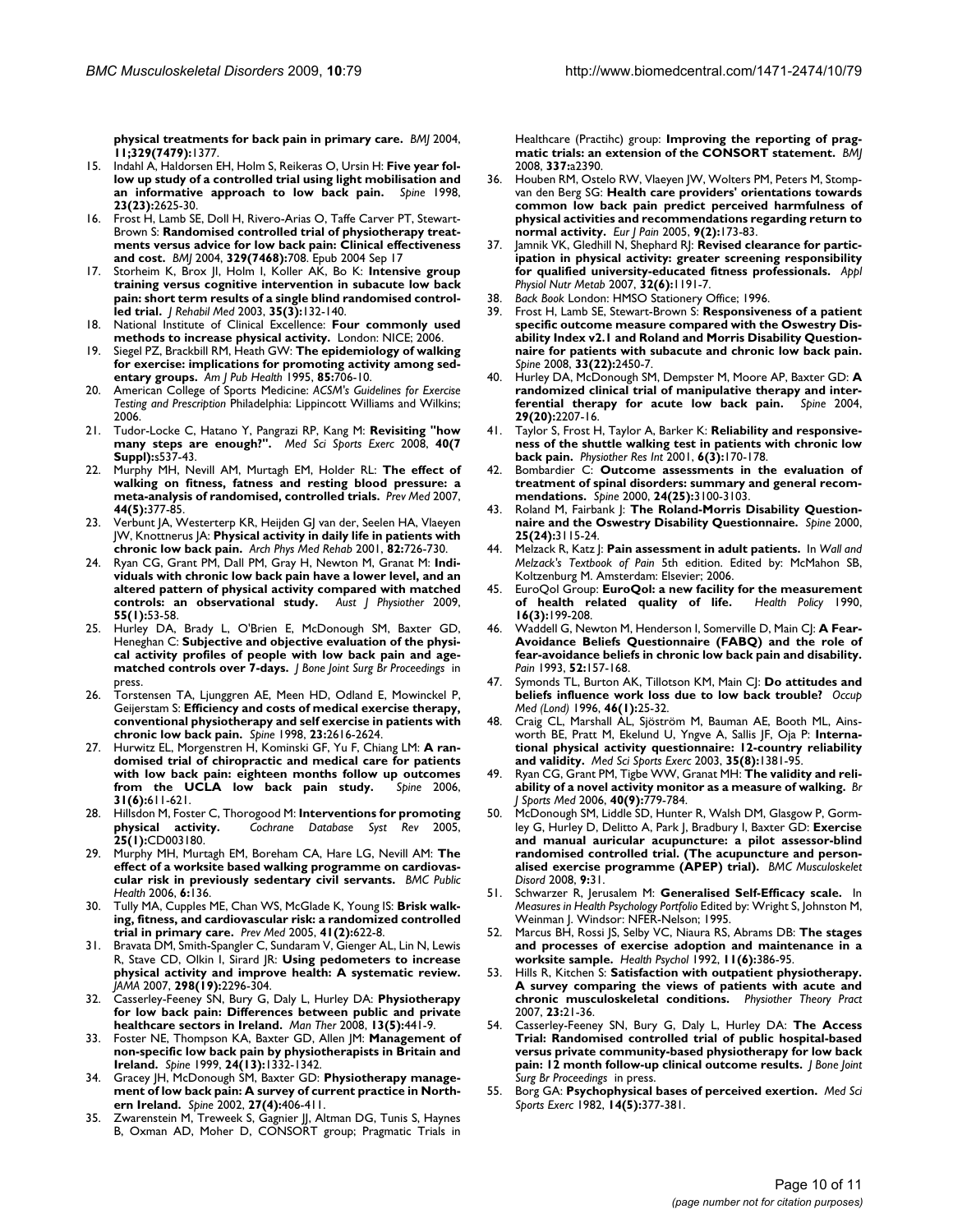**physical treatments for back pain in primary care.** *BMJ* 2004, **11;329(7479):**1377.

15. Indahl A, Haldorsen EH, Holm S, Reikeras O, Ursin H: **Five year follow up study of a controlled trial using light mobilisation and an informative approach to low back pain.** *Spine* 1998, **23(23):**2625-30.
16. Frost H, Lamb SE, Doll H, Rivero-Arias O, Taffe Carver PT, Stewart-Brown S: **Randomised controlled trial of physiotherapy treatments versus advice for low back pain: Clinical effectiveness and cost.** *BMJ* 2004, **329(7468):**708. Epub 2004 Sep 17
17. Storheim K, Brox JI, Holm I, Koller AK, Bo K: **Intensive group training versus cognitive intervention in subacute low back pain: short term results of a single blind randomised controlled trial.** *J Rehabil Med* 2003, **35(3):**132-140.
18. National Institute of Clinical Excellence: **Four commonly used methods to increase physical activity.** London: NICE; 2006.
19. Siegel PZ, Brackbill RM, Heath GW: **The epidemiology of walking for exercise: implications for promoting activity among sedentary groups.** *Am J Pub Health* 1995, **85:**706-10.
20. American College of Sports Medicine: *ACSM's Guidelines for Exercise Testing and Prescription* Philadelphia: Lippincott Williams and Wilkins; 2006.
21. Tudor-Locke C, Hatano Y, Pangrazi RP, Kang M: **Revisiting "how many steps are enough?".** *Med Sci Sports Exerc* 2008, **40(7 Suppl):**s537-43.
22. Murphy MH, Nevill AM, Murtagh EM, Holder RL: **The effect of walking on fitness, fatness and resting blood pressure: a meta-analysis of randomised, controlled trials.** *Prev Med* 2007, **44(5):**377-85.
23. Verbunt JA, Westerterp KR, Heijden GJ van der, Seelen HA, Vlaeyen JW, Knottnerus JA: **Physical activity in daily life in patients with chronic low back pain.** *Arch Phys Med Rehab* 2001, **82:**726-730.
24. Ryan CG, Grant PM, Dall PM, Gray H, Newton M, Granat M: **Individuals with chronic low back pain have a lower level, and an altered pattern of physical activity compared with matched controls: an observational study.** *Aust J Physiother* 2009, **55(1):**53-58.
25. Hurley DA, Brady L, O'Brien E, McDonough SM, Baxter GD, Heneghan C: **Subjective and objective evaluation of the physical activity profiles of people with low back pain and age-matched controls over 7-days.** *J Bone Joint Surg Br Proceedings* in press.
26. Torstensen TA, Ljunggren AE, Meen HD, Odland E, Mowinckel P, Geijerstam S: **Efficiency and costs of medical exercise therapy, conventional physiotherapy and self exercise in patients with chronic low back pain.** *Spine* 1998, **23:**2616-2624.
27. Hurwitz EL, Morgenstren H, Kominski GF, Yu F, Chiang LM: **A randomised trial of chiropractic and medical care for patients with low back pain: eighteen months follow up outcomes from the UCLA low back pain study.** *Spine* 2006, **31(6):**611-621.
28. Hillsdon M, Foster C, Thorogood M: **Interventions for promoting physical activity.** *Cochrane Database Syst Rev* 2005, **25(1):**CD003180.
29. Murphy MH, Murtagh EM, Boreham CA, Hare LG, Nevill AM: **The effect of a worksite based walking programme on cardiovascular risk in previously sedentary civil servants.** *BMC Public Health* 2006, **6:**136.
30. Tully MA, Cupples ME, Chan WS, McGlade K, Young IS: **Brisk walking, fitness, and cardiovascular risk: a randomized controlled trial in primary care.** *Prev Med* 2005, **41(2):**622-8.
31. Bravata DM, Smith-Spangler C, Sundaram V, Gienger AL, Lin N, Lewis R, Stave CD, Olkin I, Sirard JR: **Using pedometers to increase physical activity and improve health: A systematic review.** *JAMA* 2007, **298(19):**2296-304.
32. Casserley-Feeney SN, Bury G, Daly L, Hurley DA: **Physiotherapy for low back pain: Differences between public and private healthcare sectors in Ireland.** *Man Ther* 2008, **13(5):**441-9.
33. Foster NE, Thompson KA, Baxter GD, Allen JM: **Management of non-specific low back pain by physiotherapists in Britain and Ireland.** *Spine* 1999, **24(13):**1332-1342.
34. Gracey JH, McDonough SM, Baxter GD: **Physiotherapy management of low back pain: A survey of current practice in Northern Ireland.** *Spine* 2002, **27(4):**406-411.
35. Zwarenstein M, Treweek S, Gagnier JJ, Altman DG, Tunis S, Haynes B, Oxman AD, Moher D, CONSORT group; Pragmatic Trials in Healthcare (Practihc) group: **Improving the reporting of pragmatic trials: an extension of the CONSORT statement.** *BMJ* 2008, **337:**a2390.
36. Houben RM, Ostelo RW, Vlaeyen JW, Wolters PM, Peters M, Stomp-van den Berg SG: **Health care providers' orientations towards common low back pain predict perceived harmfulness of physical activities and recommendations regarding return to normal activity.** *Eur J Pain* 2005, **9(2):**173-83.
37. Jamnik VK, Gledhill N, Shephard RJ: **Revised clearance for participation in physical activity: greater screening responsibility for qualified university-educated fitness professionals.** *Appl Physiol Nutr Metab* 2007, **32(6):**1191-7.
38. *Back Book* London: HMSO Stationery Office; 1996.
39. Frost H, Lamb SE, Stewart-Brown S: **Responsiveness of a patient specific outcome measure compared with the Oswestry Disability Index v2.1 and Roland and Morris Disability Questionnaire for patients with subacute and chronic low back pain.** *Spine* 2008, **33(22):**2450-7.
40. Hurley DA, McDonough SM, Dempster M, Moore AP, Baxter GD: **A randomized clinical trial of manipulative therapy and interferential therapy for acute low back pain.** *Spine* 2004, **29(20):**2207-16.
41. Taylor S, Frost H, Taylor A, Barker K: **Reliability and responsiveness of the shuttle walking test in patients with chronic low back pain.** *Physiother Res Int* 2001, **6(3):**170-178.
42. Bombardier C: **Outcome assessments in the evaluation of treatment of spinal disorders: summary and general recommendations.** *Spine* 2000, **24(25):**3100-3103.
43. Roland M, Fairbank J: **The Roland-Morris Disability Questionnaire and the Oswestry Disability Questionnaire.** *Spine* 2000, **25(24):**3115-24.
44. Melzack R, Katz J: **Pain assessment in adult patients.** In *Wall and Melzack's Textbook of Pain* 5th edition. Edited by: McMahon SB, Koltzenburg M. Amsterdam: Elsevier; 2006.
45. EuroQol Group: **EuroQol: a new facility for the measurement of health related quality of life.** *Health Policy* 1990, **16(3):**199-208.
46. Waddell G, Newton M, Henderson I, Somerville D, Main CJ: **A Fear-Avoidance Beliefs Questionnaire (FABQ) and the role of fear-avoidance beliefs in chronic low back pain and disability.** *Pain* 1993, **52:**157-168.
47. Symonds TL, Burton AK, Tillotson KM, Main CJ: **Do attitudes and beliefs influence work loss due to low back trouble?** *Occup Med (Lond)* 1996, **46(1):**25-32.
48. Craig CL, Marshall AL, Sjöström M, Bauman AE, Booth ML, Ainsworth BE, Pratt M, Ekelund U, Yngve A, Sallis JF, Oja P: **International physical activity questionnaire: 12-country reliability and validity.** *Med Sci Sports Exerc* 2003, **35(8):**1381-95.
49. Ryan CG, Grant PM, Tigbe WW, Granat MH: **The validity and reliability of a novel activity monitor as a measure of walking.** *Br J Sports Med* 2006, **40(9):**779-784.
50. McDonough SM, Liddle SD, Hunter R, Walsh DM, Glasgow P, Gormley G, Hurley D, Delitto A, Park J, Bradbury I, Baxter GD: **Exercise and manual auricular acupuncture: a pilot assessor-blind randomised controlled trial. (The acupuncture and personalised exercise programme (APEP) trial).** *BMC Musculoskelet Disord* 2008, **9:**31.
51. Schwarzer R, Jerusalem M: **Generalised Self-Efficacy scale.** In *Measures in Health Psychology Portfolio* Edited by: Wright S, Johnston M, Weinman J. Windsor: NFER-Nelson; 1995.
52. Marcus BH, Rossi JS, Selby VC, Niaura RS, Abrams DB: **The stages and processes of exercise adoption and maintenance in a worksite sample.** *Health Psychol* 1992, **11(6):**386-95.
53. Hills R, Kitchen S: **Satisfaction with outpatient physiotherapy. A survey comparing the views of patients with acute and chronic musculoskeletal conditions.** *Physiother Theory Pract* 2007, **23:**21-36.
54. Casserley-Feeney SN, Bury G, Daly L, Hurley DA: **The Access Trial: Randomised controlled trial of public hospital-based versus private community-based physiotherapy for low back pain: 12 month follow-up clinical outcome results.** *J Bone Joint Surg Br Proceedings* in press.
55. Borg GA: **Psychophysical bases of perceived exertion.** *Med Sci Sports Exerc* 1982, **14(5):**377-381.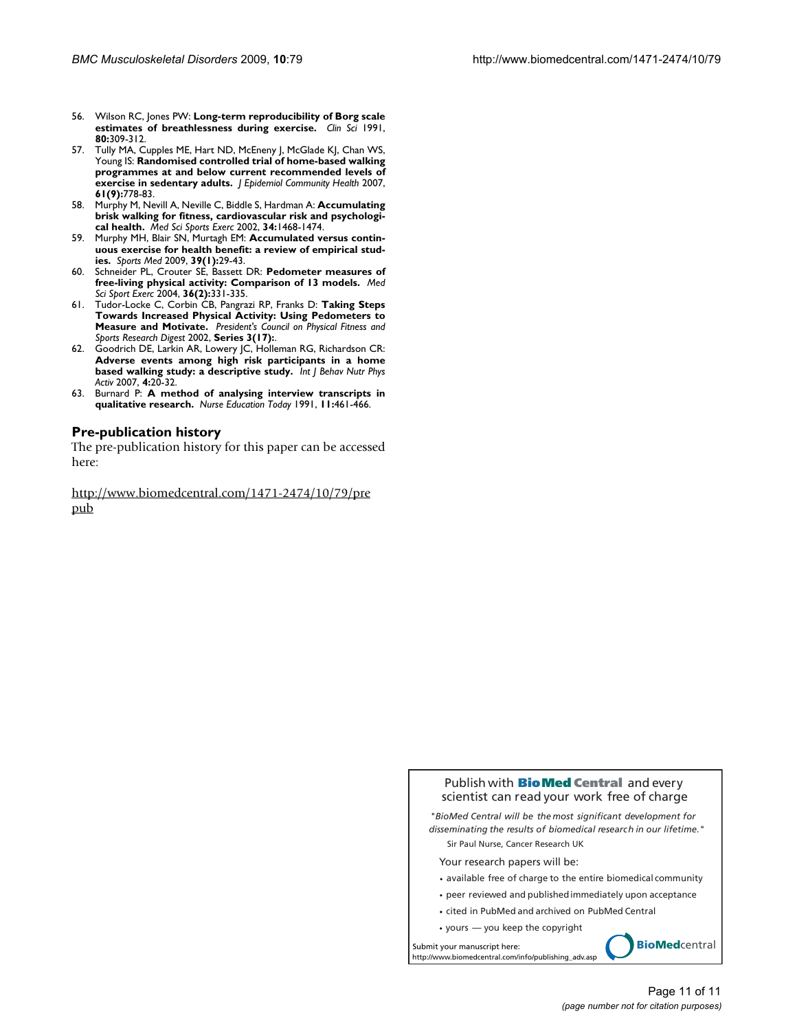56. Wilson RC, Jones PW: **Long-term reproducibility of Borg scale estimates of breathlessness during exercise.** *Clin Sci* 1991, **80:**309-312.
57. Tully MA, Cupples ME, Hart ND, McEneny J, McGlade KJ, Chan WS, Young IS: **Randomised controlled trial of home-based walking programmes at and below current recommended levels of exercise in sedentary adults.** *J Epidemiol Community Health* 2007, **61(9):**778-83.
58. Murphy M, Nevill A, Neville C, Biddle S, Hardman A: **Accumulating brisk walking for fitness, cardiovascular risk and psychological health.** *Med Sci Sports Exerc* 2002, **34:**1468-1474.
59. Murphy MH, Blair SN, Murtagh EM: **Accumulated versus continuous exercise for health benefit: a review of empirical studies.** *Sports Med* 2009, **39(1):**29-43.
60. Schneider PL, Crouter SE, Bassett DR: **Pedometer measures of free-living physical activity: Comparison of 13 models.** *Med Sci Sport Exerc* 2004, **36(2):**331-335.
61. Tudor-Locke C, Corbin CB, Pangrazi RP, Franks D: **Taking Steps Towards Increased Physical Activity: Using Pedometers to Measure and Motivate.** *President's Council on Physical Fitness and Sports Research Digest* 2002, **Series 3(17):**.
62. Goodrich DE, Larkin AR, Lowery JC, Holleman RG, Richardson CR: **Adverse events among high risk participants in a home based walking study: a descriptive study.** *Int J Behav Nutr Phys Activ* 2007, **4:**20-32.
63. Burnard P: **A method of analysing interview transcripts in qualitative research.** *Nurse Education Today* 1991, **11:**461-466.

## Pre-publication history

The pre-publication history for this paper can be accessed here:

http://www.biomedcentral.com/1471-2474/10/79/prepub

Publish with **BioMed Central** and every scientist can read your work free of charge

*"BioMed Central will be the most significant development for disseminating the results of biomedical research in our lifetime."*

Sir Paul Nurse, Cancer Research UK

Your research papers will be:

- available free of charge to the entire biomedical community
- peer reviewed and published immediately upon acceptance
- cited in PubMed and archived on PubMed Central
- yours — you keep the copyright

Submit your manuscript here:
http://www.biomedcentral.com/info/publishing_adv.asp

**BioMed**central